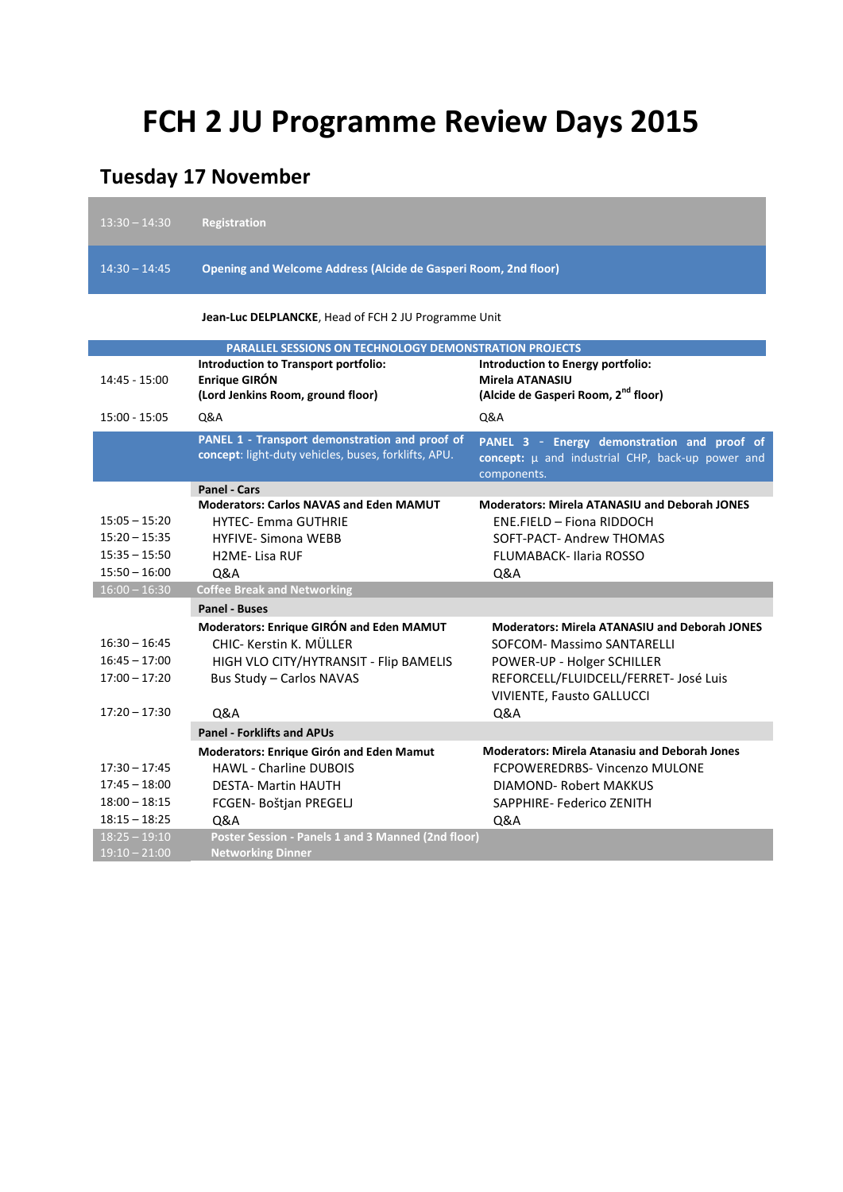# FCH 2 JU Programme Review Days 2015

## Tuesday 17 November

| | |
|---|---|
| 13:30 – 14:30 | **Registration** |
| 14:30 – 14:45 | **Opening and Welcome Address (Alcide de Gasperi Room, 2nd floor)** |

**Jean-Luc DELPLANCKE**, Head of FCH 2 JU Programme Unit

| | PARALLEL SESSIONS ON TECHNOLOGY DEMONSTRATION PROJECTS | |
|---|---|---|
| 14:45 - 15:00 | **Introduction to Transport portfolio: Enrique GIRÓN (Lord Jenkins Room, ground floor)** | **Introduction to Energy portfolio: Mirela ATANASIU (Alcide de Gasperi Room, 2nd floor)** |
| 15:00 - 15:05 | Q&A | Q&A |
| | **PANEL 1 - Transport demonstration and proof of concept**: light-duty vehicles, buses, forklifts, APU. | **PANEL 3 - Energy demonstration and proof of concept:** µ and industrial CHP, back-up power and components. |
| | **Panel - Cars** | |
| | **Moderators: Carlos NAVAS and Eden MAMUT** | **Moderators: Mirela ATANASIU and Deborah JONES** |
| 15:05 – 15:20 | HYTEC- Emma GUTHRIE | ENE.FIELD – Fiona RIDDOCH |
| 15:20 – 15:35 | HYFIVE- Simona WEBB | SOFT-PACT- Andrew THOMAS |
| 15:35 – 15:50 | H2ME- Lisa RUF | FLUMABACK- Ilaria ROSSO |
| 15:50 – 16:00 | Q&A | Q&A |
| 16:00 – 16:30 | **Coffee Break and Networking** | |
| | **Panel - Buses** | |
| | **Moderators: Enrique GIRÓN and Eden MAMUT** | **Moderators: Mirela ATANASIU and Deborah JONES** |
| 16:30 – 16:45 | CHIC- Kerstin K. MÜLLER | SOFCOM- Massimo SANTARELLI |
| 16:45 – 17:00 | HIGH VLO CITY/HYTRANSIT - Flip BAMELIS | POWER-UP - Holger SCHILLER |
| 17:00 – 17:20 | Bus Study – Carlos NAVAS | REFORCELL/FLUIDCELL/FERRET- José Luis VIVIENTE, Fausto GALLUCCI |
| 17:20 – 17:30 | Q&A | Q&A |
| | **Panel - Forklifts and APUs** | |
| | **Moderators: Enrique Girón and Eden Mamut** | **Moderators: Mirela Atanasiu and Deborah Jones** |
| 17:30 – 17:45 | HAWL - Charline DUBOIS | FCPOWEREDRBS- Vincenzo MULONE |
| 17:45 – 18:00 | DESTA- Martin HAUTH | DIAMOND- Robert MAKKUS |
| 18:00 – 18:15 | FCGEN- Boštjan PREGELJ | SAPPHIRE- Federico ZENITH |
| 18:15 – 18:25 | Q&A | Q&A |
| 18:25 – 19:10 | **Poster Session - Panels 1 and 3 Manned (2nd floor)** | |
| 19:10 – 21:00 | **Networking Dinner** | |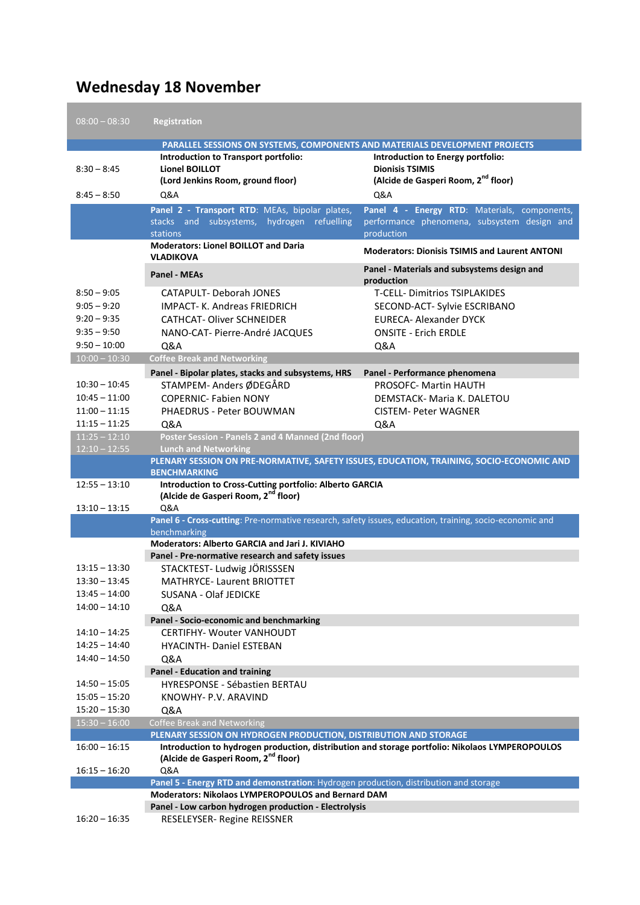# Wednesday 18 November

| | | |
|---|---|---|
| 08:00 – 08:30 | **Registration** | |
| | **PARALLEL SESSIONS ON SYSTEMS, COMPONENTS AND MATERIALS DEVELOPMENT PROJECTS** | |
| 8:30 – 8:45 | **Introduction to Transport portfolio: Lionel BOILLOT (Lord Jenkins Room, ground floor)** | **Introduction to Energy portfolio: Dionisis TSIMIS (Alcide de Gasperi Room, 2nd floor)** |
| 8:45 – 8:50 | Q&A | Q&A |
| | **Panel 2 - Transport RTD**: MEAs, bipolar plates, stacks and subsystems, hydrogen refuelling stations | **Panel 4 - Energy RTD**: Materials, components, performance phenomena, subsystem design and production |
| | **Moderators: Lionel BOILLOT and Daria VLADIKOVA** | **Moderators: Dionisis TSIMIS and Laurent ANTONI** |
| | **Panel - MEAs** | **Panel - Materials and subsystems design and production** |
| 8:50 – 9:05 | CATAPULT- Deborah JONES | T-CELL- Dimitrios TSIPLAKIDES |
| 9:05 – 9:20 | IMPACT- K. Andreas FRIEDRICH | SECOND-ACT- Sylvie ESCRIBANO |
| 9:20 – 9:35 | CATHCAT- Oliver SCHNEIDER | EURECA- Alexander DYCK |
| 9:35 – 9:50 | NANO-CAT- Pierre-André JACQUES | ONSITE - Erich ERDLE |
| 9:50 – 10:00 | Q&A | Q&A |
| 10:00 – 10:30 | **Coffee Break and Networking** | |
| | **Panel - Bipolar plates, stacks and subsystems, HRS** | **Panel - Performance phenomena** |
| 10:30 – 10:45 | STAMPEM- Anders ØDEGÅRD | PROSOFC- Martin HAUTH |
| 10:45 – 11:00 | COPERNIC- Fabien NONY | DEMSTACK- Maria K. DALETOU |
| 11:00 – 11:15 | PHAEDRUS - Peter BOUWMAN | CISTEM- Peter WAGNER |
| 11:15 – 11:25 | Q&A | Q&A |
| 11:25 – 12:10 | **Poster Session - Panels 2 and 4 Manned (2nd floor)** | |
| 12:10 – 12:55 | **Lunch and Networking** | |
| | **PLENARY SESSION ON PRE-NORMATIVE, SAFETY ISSUES, EDUCATION, TRAINING, SOCIO-ECONOMIC AND BENCHMARKING** | |
| 12:55 – 13:10 | **Introduction to Cross-Cutting portfolio: Alberto GARCIA (Alcide de Gasperi Room, 2nd floor)** | |
| 13:10 – 13:15 | Q&A | |
| | **Panel 6 - Cross-cutting**: Pre-normative research, safety issues, education, training, socio-economic and benchmarking | |
| | **Moderators: Alberto GARCIA and Jari J. KIVIAHO** | |
| | **Panel - Pre-normative research and safety issues** | |
| 13:15 – 13:30 | STACKTEST- Ludwig JÖRISSSEN | |
| 13:30 – 13:45 | MATHRYCE- Laurent BRIOTTET | |
| 13:45 – 14:00 | SUSANA - Olaf JEDICKE | |
| 14:00 – 14:10 | Q&A | |
| | **Panel - Socio-economic and benchmarking** | |
| 14:10 – 14:25 | CERTIFHY- Wouter VANHOUDT | |
| 14:25 – 14:40 | HYACINTH- Daniel ESTEBAN | |
| 14:40 – 14:50 | Q&A | |
| | **Panel - Education and training** | |
| 14:50 – 15:05 | HYRESPONSE - Sébastien BERTAU | |
| 15:05 – 15:20 | KNOWHY- P.V. ARAVIND | |
| 15:20 – 15:30 | Q&A | |
| 15:30 – 16:00 | Coffee Break and Networking | |
| | **PLENARY SESSION ON HYDROGEN PRODUCTION, DISTRIBUTION AND STORAGE** | |
| 16:00 – 16:15 | **Introduction to hydrogen production, distribution and storage portfolio: Nikolaos LYMPEROPOULOS (Alcide de Gasperi Room, 2nd floor)** | |
| 16:15 – 16:20 | Q&A | |
| | **Panel 5 - Energy RTD and demonstration**: Hydrogen production, distribution and storage | |
| | **Moderators: Nikolaos LYMPEROPOULOS and Bernard DAM** | |
| | **Panel - Low carbon hydrogen production - Electrolysis** | |
| 16:20 – 16:35 | RESELEYSER- Regine REISSNER | |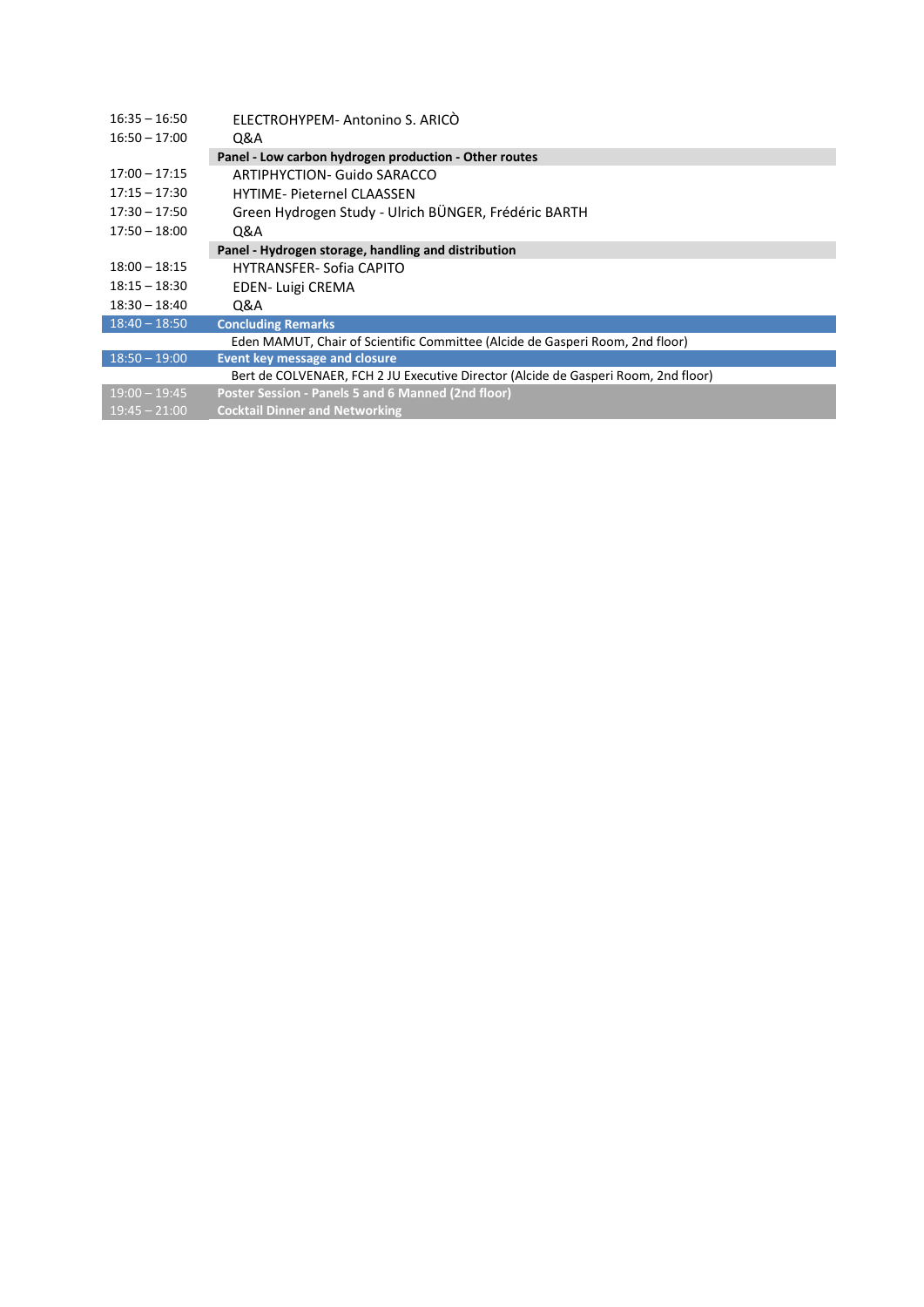| | |
|---|---|
| 16:35 – 16:50 | ELECTROHYPEM- Antonino S. ARICÒ |
| 16:50 – 17:00 | Q&A |
| | **Panel - Low carbon hydrogen production - Other routes** |
| 17:00 – 17:15 | ARTIPHYCTION- Guido SARACCO |
| 17:15 – 17:30 | HYTIME- Pieternel CLAASSEN |
| 17:30 – 17:50 | Green Hydrogen Study - Ulrich BÜNGER, Frédéric BARTH |
| 17:50 – 18:00 | Q&A |
| | **Panel - Hydrogen storage, handling and distribution** |
| 18:00 – 18:15 | HYTRANSFER- Sofia CAPITO |
| 18:15 – 18:30 | EDEN- Luigi CREMA |
| 18:30 – 18:40 | Q&A |
| 18:40 – 18:50 | **Concluding Remarks** |
| | Eden MAMUT, Chair of Scientific Committee (Alcide de Gasperi Room, 2nd floor) |
| 18:50 – 19:00 | **Event key message and closure** |
| | Bert de COLVENAER, FCH 2 JU Executive Director (Alcide de Gasperi Room, 2nd floor) |
| 19:00 – 19:45 | **Poster Session - Panels 5 and 6 Manned (2nd floor)** |
| 19:45 – 21:00 | **Cocktail Dinner and Networking** |